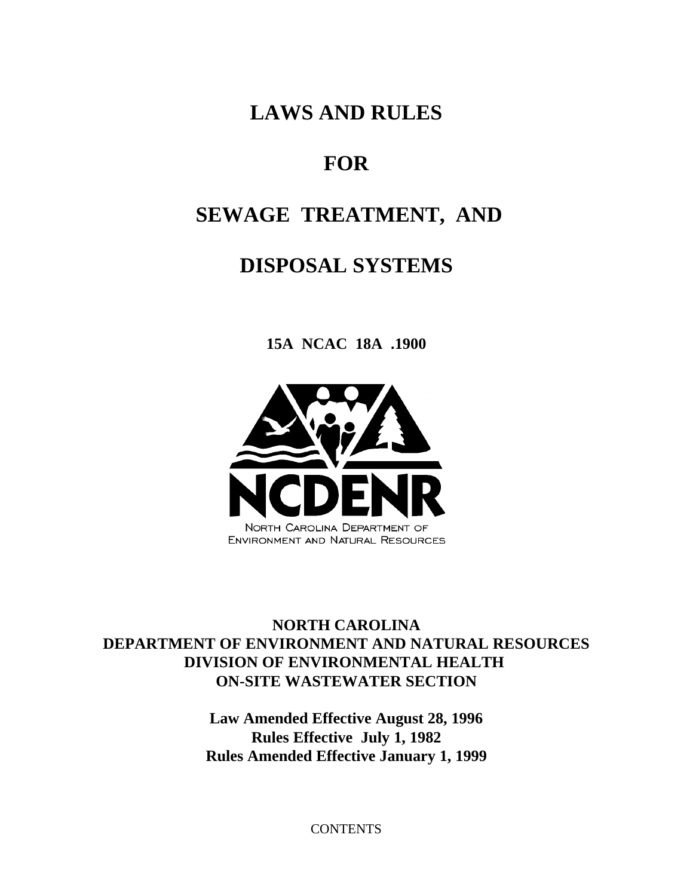# LAWS AND RULES

# FOR

# SEWAGE TREATMENT, AND

# DISPOSAL SYSTEMS

**15A NCAC 18A .1900**

NCDENR

NORTH CAROLINA DEPARTMENT OF ENVIRONMENT AND NATURAL RESOURCES

**NORTH CAROLINA**
**DEPARTMENT OF ENVIRONMENT AND NATURAL RESOURCES**
**DIVISION OF ENVIRONMENTAL HEALTH**
**ON-SITE WASTEWATER SECTION**

**Law Amended Effective August 28, 1996**
**Rules Effective July 1, 1982**
**Rules Amended Effective January 1, 1999**

CONTENTS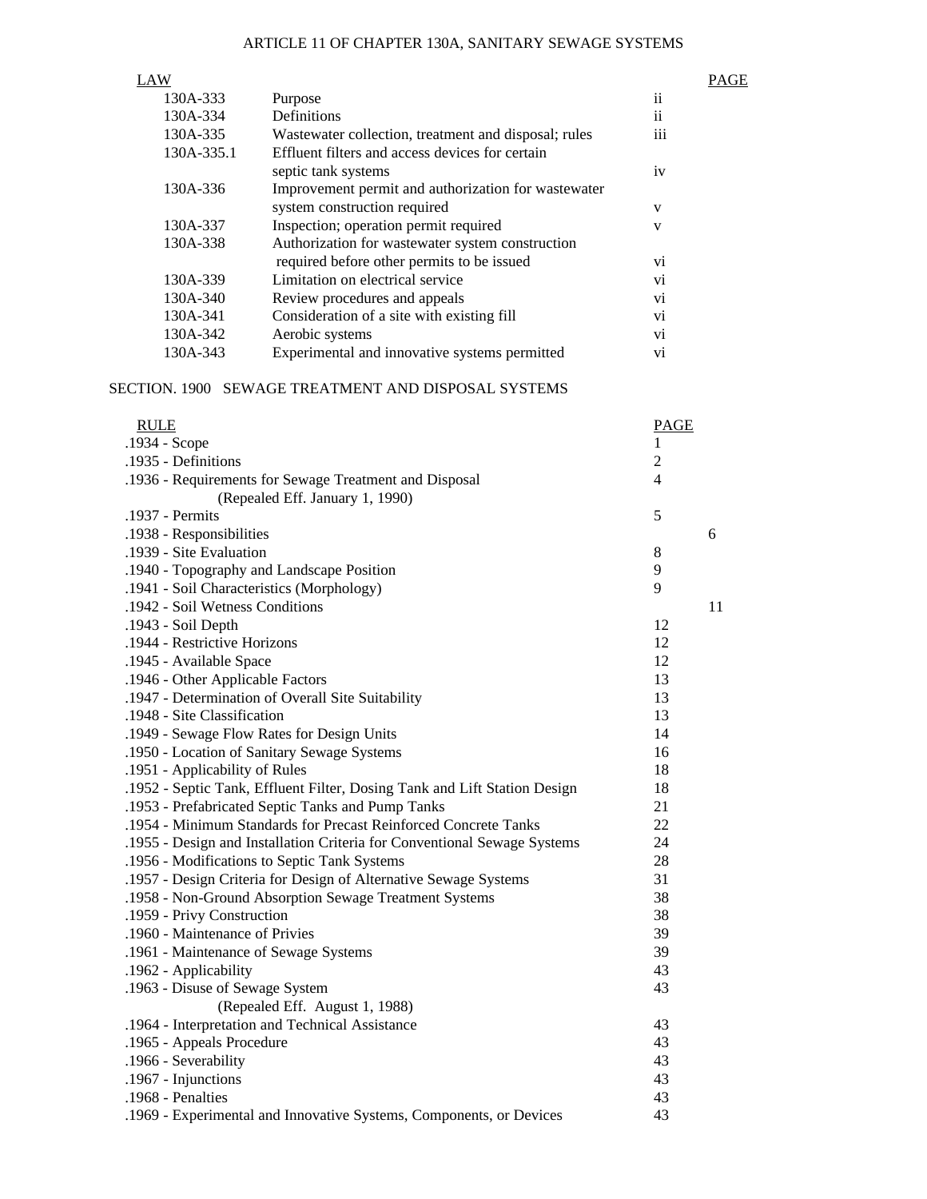# ARTICLE 11 OF CHAPTER 130A, SANITARY SEWAGE SYSTEMS

| LAW | | PAGE |
|---|---|---|
| 130A-333 | Purpose | ii |
| 130A-334 | Definitions | ii |
| 130A-335 | Wastewater collection, treatment and disposal; rules | iii |
| 130A-335.1 | Effluent filters and access devices for certain septic tank systems | iv |
| 130A-336 | Improvement permit and authorization for wastewater system construction required | v |
| 130A-337 | Inspection; operation permit required | v |
| 130A-338 | Authorization for wastewater system construction required before other permits to be issued | vi |
| 130A-339 | Limitation on electrical service | vi |
| 130A-340 | Review procedures and appeals | vi |
| 130A-341 | Consideration of a site with existing fill | vi |
| 130A-342 | Aerobic systems | vi |
| 130A-343 | Experimental and innovative systems permitted | vi |

## SECTION. 1900 SEWAGE TREATMENT AND DISPOSAL SYSTEMS

| RULE | PAGE |
|---|---|
| .1934 - Scope | 1 |
| .1935 - Definitions | 2 |
| .1936 - Requirements for Sewage Treatment and Disposal (Repealed Eff. January 1, 1990) | 4 |
| .1937 - Permits | 5 |
| .1938 - Responsibilities | 6 |
| .1939 - Site Evaluation | 8 |
| .1940 - Topography and Landscape Position | 9 |
| .1941 - Soil Characteristics (Morphology) | 9 |
| .1942 - Soil Wetness Conditions | 11 |
| .1943 - Soil Depth | 12 |
| .1944 - Restrictive Horizons | 12 |
| .1945 - Available Space | 12 |
| .1946 - Other Applicable Factors | 13 |
| .1947 - Determination of Overall Site Suitability | 13 |
| .1948 - Site Classification | 13 |
| .1949 - Sewage Flow Rates for Design Units | 14 |
| .1950 - Location of Sanitary Sewage Systems | 16 |
| .1951 - Applicability of Rules | 18 |
| .1952 - Septic Tank, Effluent Filter, Dosing Tank and Lift Station Design | 18 |
| .1953 - Prefabricated Septic Tanks and Pump Tanks | 21 |
| .1954 - Minimum Standards for Precast Reinforced Concrete Tanks | 22 |
| .1955 - Design and Installation Criteria for Conventional Sewage Systems | 24 |
| .1956 - Modifications to Septic Tank Systems | 28 |
| .1957 - Design Criteria for Design of Alternative Sewage Systems | 31 |
| .1958 - Non-Ground Absorption Sewage Treatment Systems | 38 |
| .1959 - Privy Construction | 38 |
| .1960 - Maintenance of Privies | 39 |
| .1961 - Maintenance of Sewage Systems | 39 |
| .1962 - Applicability | 43 |
| .1963 - Disuse of Sewage System (Repealed Eff. August 1, 1988) | 43 |
| .1964 - Interpretation and Technical Assistance | 43 |
| .1965 - Appeals Procedure | 43 |
| .1966 - Severability | 43 |
| .1967 - Injunctions | 43 |
| .1968 - Penalties | 43 |
| .1969 - Experimental and Innovative Systems, Components, or Devices | 43 |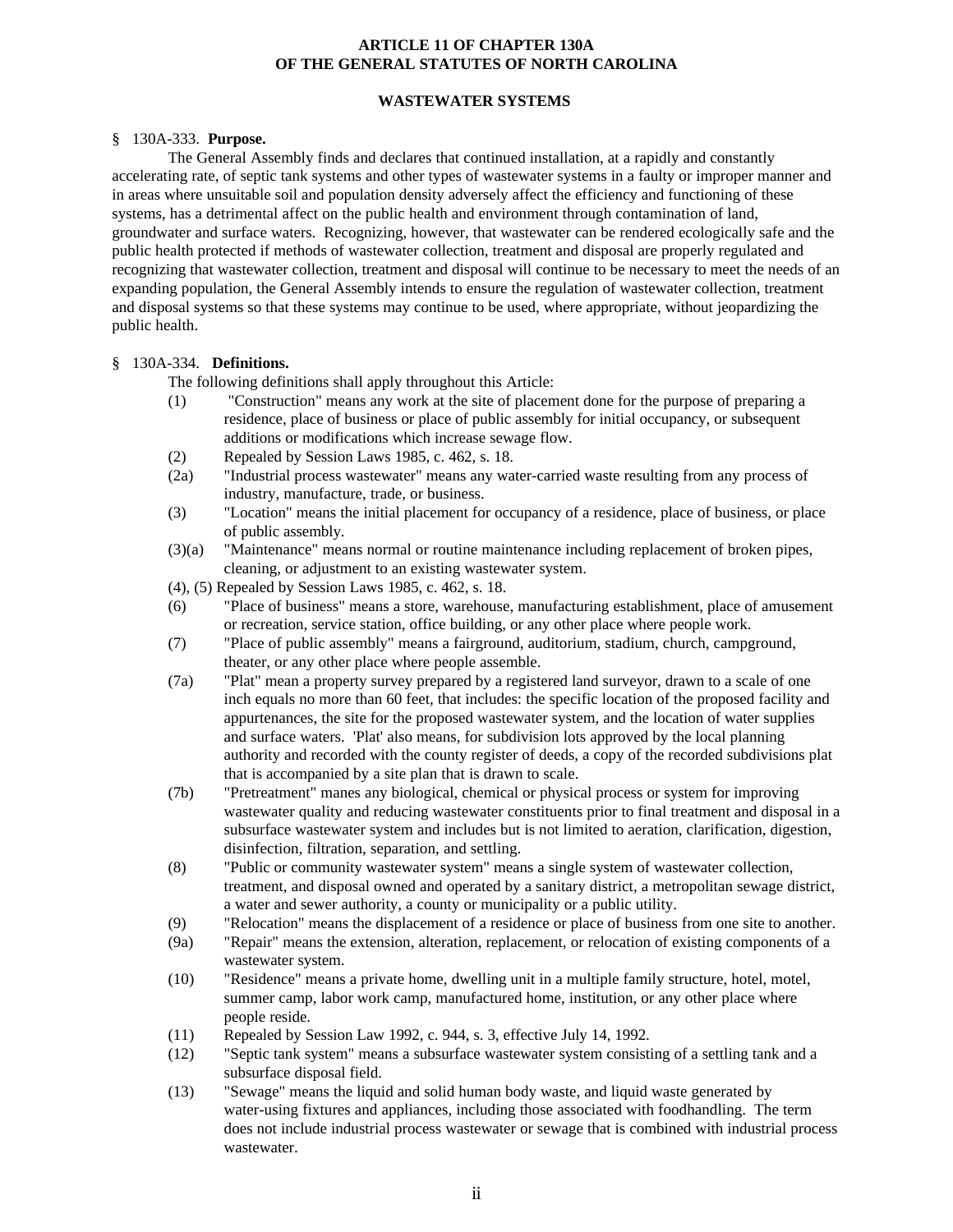# ARTICLE 11 OF CHAPTER 130A OF THE GENERAL STATUTES OF NORTH CAROLINA

## WASTEWATER SYSTEMS

§ 130A-333. **Purpose.**

The General Assembly finds and declares that continued installation, at a rapidly and constantly accelerating rate, of septic tank systems and other types of wastewater systems in a faulty or improper manner and in areas where unsuitable soil and population density adversely affect the efficiency and functioning of these systems, has a detrimental affect on the public health and environment through contamination of land, groundwater and surface waters. Recognizing, however, that wastewater can be rendered ecologically safe and the public health protected if methods of wastewater collection, treatment and disposal are properly regulated and recognizing that wastewater collection, treatment and disposal will continue to be necessary to meet the needs of an expanding population, the General Assembly intends to ensure the regulation of wastewater collection, treatment and disposal systems so that these systems may continue to be used, where appropriate, without jeopardizing the public health.

§ 130A-334. **Definitions.**

The following definitions shall apply throughout this Article:

(1) "Construction" means any work at the site of placement done for the purpose of preparing a residence, place of business or place of public assembly for initial occupancy, or subsequent additions or modifications which increase sewage flow.

(2) Repealed by Session Laws 1985, c. 462, s. 18.

(2a) "Industrial process wastewater" means any water-carried waste resulting from any process of industry, manufacture, trade, or business.

(3) "Location" means the initial placement for occupancy of a residence, place of business, or place of public assembly.

(3)(a) "Maintenance" means normal or routine maintenance including replacement of broken pipes, cleaning, or adjustment to an existing wastewater system.

(4), (5) Repealed by Session Laws 1985, c. 462, s. 18.

(6) "Place of business" means a store, warehouse, manufacturing establishment, place of amusement or recreation, service station, office building, or any other place where people work.

(7) "Place of public assembly" means a fairground, auditorium, stadium, church, campground, theater, or any other place where people assemble.

(7a) "Plat" mean a property survey prepared by a registered land surveyor, drawn to a scale of one inch equals no more than 60 feet, that includes: the specific location of the proposed facility and appurtenances, the site for the proposed wastewater system, and the location of water supplies and surface waters. 'Plat' also means, for subdivision lots approved by the local planning authority and recorded with the county register of deeds, a copy of the recorded subdivisions plat that is accompanied by a site plan that is drawn to scale.

(7b) "Pretreatment" manes any biological, chemical or physical process or system for improving wastewater quality and reducing wastewater constituents prior to final treatment and disposal in a subsurface wastewater system and includes but is not limited to aeration, clarification, digestion, disinfection, filtration, separation, and settling.

(8) "Public or community wastewater system" means a single system of wastewater collection, treatment, and disposal owned and operated by a sanitary district, a metropolitan sewage district, a water and sewer authority, a county or municipality or a public utility.

(9) "Relocation" means the displacement of a residence or place of business from one site to another.

(9a) "Repair" means the extension, alteration, replacement, or relocation of existing components of a wastewater system.

(10) "Residence" means a private home, dwelling unit in a multiple family structure, hotel, motel, summer camp, labor work camp, manufactured home, institution, or any other place where people reside.

(11) Repealed by Session Law 1992, c. 944, s. 3, effective July 14, 1992.

(12) "Septic tank system" means a subsurface wastewater system consisting of a settling tank and a subsurface disposal field.

(13) "Sewage" means the liquid and solid human body waste, and liquid waste generated by water-using fixtures and appliances, including those associated with foodhandling. The term does not include industrial process wastewater or sewage that is combined with industrial process wastewater.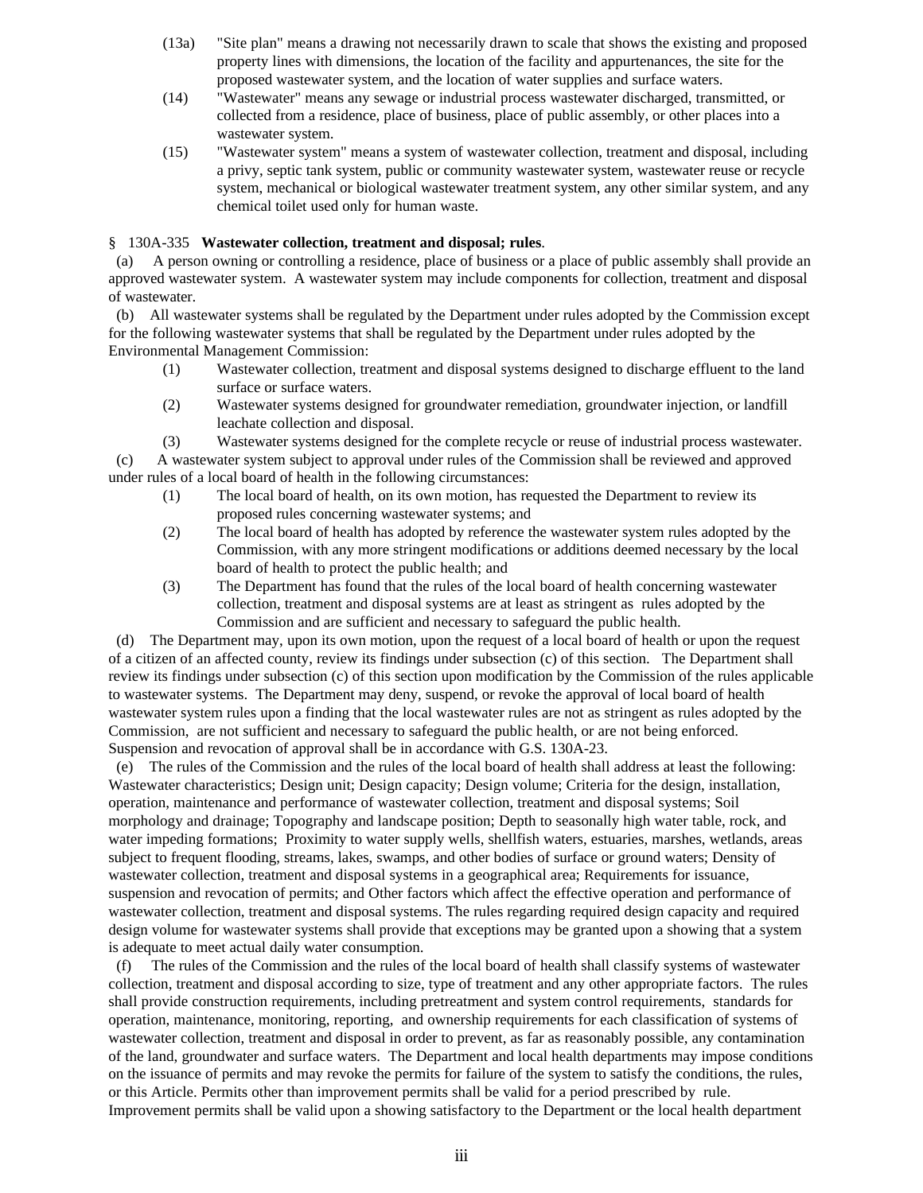(13a) "Site plan" means a drawing not necessarily drawn to scale that shows the existing and proposed property lines with dimensions, the location of the facility and appurtenances, the site for the proposed wastewater system, and the location of water supplies and surface waters.

(14) "Wastewater" means any sewage or industrial process wastewater discharged, transmitted, or collected from a residence, place of business, place of public assembly, or other places into a wastewater system.

(15) "Wastewater system" means a system of wastewater collection, treatment and disposal, including a privy, septic tank system, public or community wastewater system, wastewater reuse or recycle system, mechanical or biological wastewater treatment system, any other similar system, and any chemical toilet used only for human waste.

§ 130A-335 **Wastewater collection, treatment and disposal; rules**.

(a) A person owning or controlling a residence, place of business or a place of public assembly shall provide an approved wastewater system. A wastewater system may include components for collection, treatment and disposal of wastewater.

(b) All wastewater systems shall be regulated by the Department under rules adopted by the Commission except for the following wastewater systems that shall be regulated by the Department under rules adopted by the Environmental Management Commission:

(1) Wastewater collection, treatment and disposal systems designed to discharge effluent to the land surface or surface waters.

(2) Wastewater systems designed for groundwater remediation, groundwater injection, or landfill leachate collection and disposal.

(3) Wastewater systems designed for the complete recycle or reuse of industrial process wastewater.

(c) A wastewater system subject to approval under rules of the Commission shall be reviewed and approved under rules of a local board of health in the following circumstances:

(1) The local board of health, on its own motion, has requested the Department to review its proposed rules concerning wastewater systems; and

(2) The local board of health has adopted by reference the wastewater system rules adopted by the Commission, with any more stringent modifications or additions deemed necessary by the local board of health to protect the public health; and

(3) The Department has found that the rules of the local board of health concerning wastewater collection, treatment and disposal systems are at least as stringent as rules adopted by the Commission and are sufficient and necessary to safeguard the public health.

(d) The Department may, upon its own motion, upon the request of a local board of health or upon the request of a citizen of an affected county, review its findings under subsection (c) of this section. The Department shall review its findings under subsection (c) of this section upon modification by the Commission of the rules applicable to wastewater systems. The Department may deny, suspend, or revoke the approval of local board of health wastewater system rules upon a finding that the local wastewater rules are not as stringent as rules adopted by the Commission, are not sufficient and necessary to safeguard the public health, or are not being enforced. Suspension and revocation of approval shall be in accordance with G.S. 130A-23.

(e) The rules of the Commission and the rules of the local board of health shall address at least the following: Wastewater characteristics; Design unit; Design capacity; Design volume; Criteria for the design, installation, operation, maintenance and performance of wastewater collection, treatment and disposal systems; Soil morphology and drainage; Topography and landscape position; Depth to seasonally high water table, rock, and water impeding formations; Proximity to water supply wells, shellfish waters, estuaries, marshes, wetlands, areas subject to frequent flooding, streams, lakes, swamps, and other bodies of surface or ground waters; Density of wastewater collection, treatment and disposal systems in a geographical area; Requirements for issuance, suspension and revocation of permits; and Other factors which affect the effective operation and performance of wastewater collection, treatment and disposal systems. The rules regarding required design capacity and required design volume for wastewater systems shall provide that exceptions may be granted upon a showing that a system is adequate to meet actual daily water consumption.

(f) The rules of the Commission and the rules of the local board of health shall classify systems of wastewater collection, treatment and disposal according to size, type of treatment and any other appropriate factors. The rules shall provide construction requirements, including pretreatment and system control requirements, standards for operation, maintenance, monitoring, reporting, and ownership requirements for each classification of systems of wastewater collection, treatment and disposal in order to prevent, as far as reasonably possible, any contamination of the land, groundwater and surface waters. The Department and local health departments may impose conditions on the issuance of permits and may revoke the permits for failure of the system to satisfy the conditions, the rules, or this Article. Permits other than improvement permits shall be valid for a period prescribed by rule. Improvement permits shall be valid upon a showing satisfactory to the Department or the local health department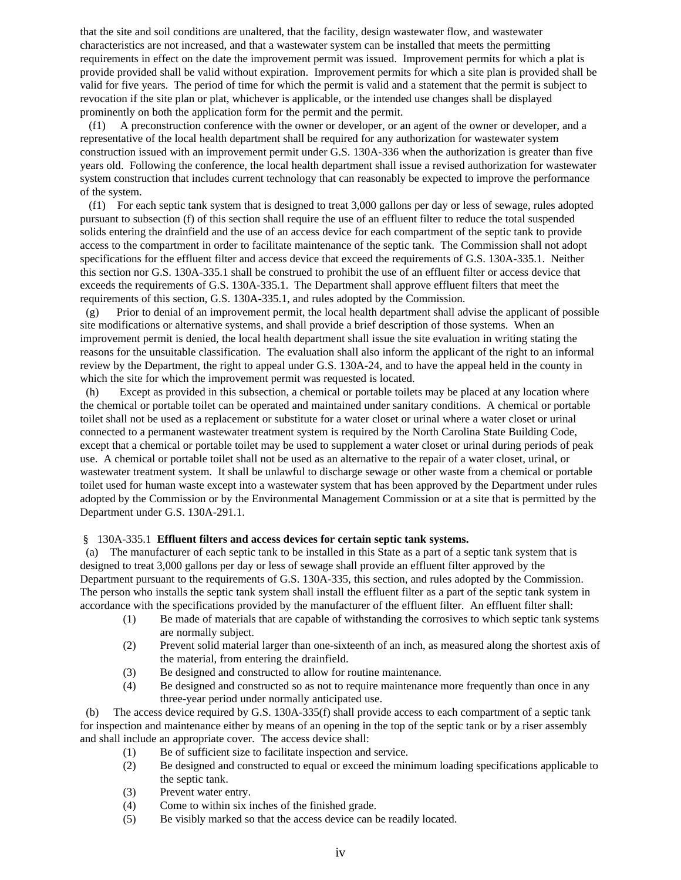that the site and soil conditions are unaltered, that the facility, design wastewater flow, and wastewater characteristics are not increased, and that a wastewater system can be installed that meets the permitting requirements in effect on the date the improvement permit was issued. Improvement permits for which a plat is provide provided shall be valid without expiration. Improvement permits for which a site plan is provided shall be valid for five years. The period of time for which the permit is valid and a statement that the permit is subject to revocation if the site plan or plat, whichever is applicable, or the intended use changes shall be displayed prominently on both the application form for the permit and the permit.

(f1) A preconstruction conference with the owner or developer, or an agent of the owner or developer, and a representative of the local health department shall be required for any authorization for wastewater system construction issued with an improvement permit under G.S. 130A-336 when the authorization is greater than five years old. Following the conference, the local health department shall issue a revised authorization for wastewater system construction that includes current technology that can reasonably be expected to improve the performance of the system.

(f1) For each septic tank system that is designed to treat 3,000 gallons per day or less of sewage, rules adopted pursuant to subsection (f) of this section shall require the use of an effluent filter to reduce the total suspended solids entering the drainfield and the use of an access device for each compartment of the septic tank to provide access to the compartment in order to facilitate maintenance of the septic tank. The Commission shall not adopt specifications for the effluent filter and access device that exceed the requirements of G.S. 130A-335.1. Neither this section nor G.S. 130A-335.1 shall be construed to prohibit the use of an effluent filter or access device that exceeds the requirements of G.S. 130A-335.1. The Department shall approve effluent filters that meet the requirements of this section, G.S. 130A-335.1, and rules adopted by the Commission.

(g) Prior to denial of an improvement permit, the local health department shall advise the applicant of possible site modifications or alternative systems, and shall provide a brief description of those systems. When an improvement permit is denied, the local health department shall issue the site evaluation in writing stating the reasons for the unsuitable classification. The evaluation shall also inform the applicant of the right to an informal review by the Department, the right to appeal under G.S. 130A-24, and to have the appeal held in the county in which the site for which the improvement permit was requested is located.

(h) Except as provided in this subsection, a chemical or portable toilets may be placed at any location where the chemical or portable toilet can be operated and maintained under sanitary conditions. A chemical or portable toilet shall not be used as a replacement or substitute for a water closet or urinal where a water closet or urinal connected to a permanent wastewater treatment system is required by the North Carolina State Building Code, except that a chemical or portable toilet may be used to supplement a water closet or urinal during periods of peak use. A chemical or portable toilet shall not be used as an alternative to the repair of a water closet, urinal, or wastewater treatment system. It shall be unlawful to discharge sewage or other waste from a chemical or portable toilet used for human waste except into a wastewater system that has been approved by the Department under rules adopted by the Commission or by the Environmental Management Commission or at a site that is permitted by the Department under G.S. 130A-291.1.

§ 130A-335.1 **Effluent filters and access devices for certain septic tank systems.**

(a) The manufacturer of each septic tank to be installed in this State as a part of a septic tank system that is designed to treat 3,000 gallons per day or less of sewage shall provide an effluent filter approved by the Department pursuant to the requirements of G.S. 130A-335, this section, and rules adopted by the Commission. The person who installs the septic tank system shall install the effluent filter as a part of the septic tank system in accordance with the specifications provided by the manufacturer of the effluent filter. An effluent filter shall:

(1) Be made of materials that are capable of withstanding the corrosives to which septic tank systems are normally subject.
(2) Prevent solid material larger than one-sixteenth of an inch, as measured along the shortest axis of the material, from entering the drainfield.
(3) Be designed and constructed to allow for routine maintenance.
(4) Be designed and constructed so as not to require maintenance more frequently than once in any three-year period under normally anticipated use.

(b) The access device required by G.S. 130A-335(f) shall provide access to each compartment of a septic tank for inspection and maintenance either by means of an opening in the top of the septic tank or by a riser assembly and shall include an appropriate cover. The access device shall:

(1) Be of sufficient size to facilitate inspection and service.
(2) Be designed and constructed to equal or exceed the minimum loading specifications applicable to the septic tank.
(3) Prevent water entry.
(4) Come to within six inches of the finished grade.
(5) Be visibly marked so that the access device can be readily located.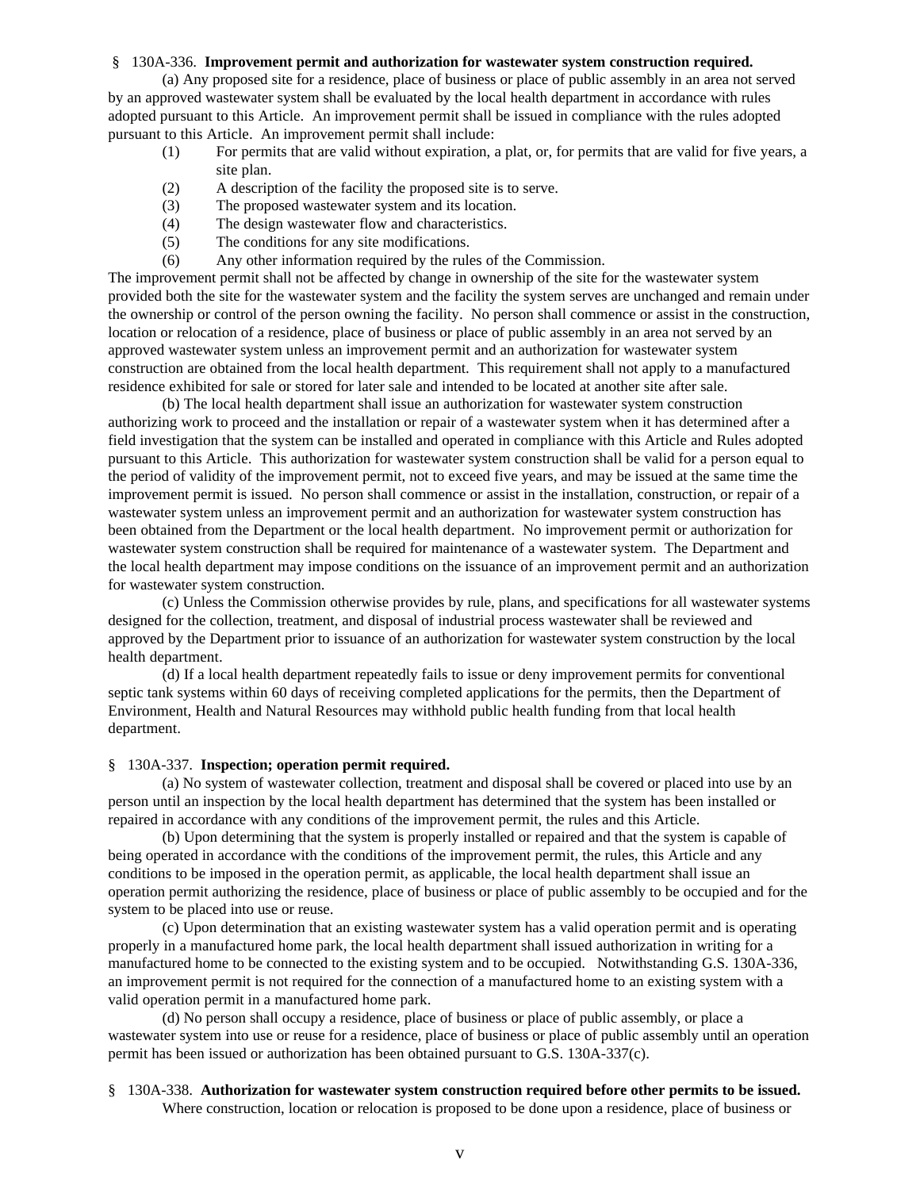§ 130A-336. **Improvement permit and authorization for wastewater system construction required.**

(a) Any proposed site for a residence, place of business or place of public assembly in an area not served by an approved wastewater system shall be evaluated by the local health department in accordance with rules adopted pursuant to this Article. An improvement permit shall be issued in compliance with the rules adopted pursuant to this Article. An improvement permit shall include:

(1) For permits that are valid without expiration, a plat, or, for permits that are valid for five years, a site plan.
(2) A description of the facility the proposed site is to serve.
(3) The proposed wastewater system and its location.
(4) The design wastewater flow and characteristics.
(5) The conditions for any site modifications.
(6) Any other information required by the rules of the Commission.

The improvement permit shall not be affected by change in ownership of the site for the wastewater system provided both the site for the wastewater system and the facility the system serves are unchanged and remain under the ownership or control of the person owning the facility. No person shall commence or assist in the construction, location or relocation of a residence, place of business or place of public assembly in an area not served by an approved wastewater system unless an improvement permit and an authorization for wastewater system construction are obtained from the local health department. This requirement shall not apply to a manufactured residence exhibited for sale or stored for later sale and intended to be located at another site after sale.

(b) The local health department shall issue an authorization for wastewater system construction authorizing work to proceed and the installation or repair of a wastewater system when it has determined after a field investigation that the system can be installed and operated in compliance with this Article and Rules adopted pursuant to this Article. This authorization for wastewater system construction shall be valid for a person equal to the period of validity of the improvement permit, not to exceed five years, and may be issued at the same time the improvement permit is issued. No person shall commence or assist in the installation, construction, or repair of a wastewater system unless an improvement permit and an authorization for wastewater system construction has been obtained from the Department or the local health department. No improvement permit or authorization for wastewater system construction shall be required for maintenance of a wastewater system. The Department and the local health department may impose conditions on the issuance of an improvement permit and an authorization for wastewater system construction.

(c) Unless the Commission otherwise provides by rule, plans, and specifications for all wastewater systems designed for the collection, treatment, and disposal of industrial process wastewater shall be reviewed and approved by the Department prior to issuance of an authorization for wastewater system construction by the local health department.

(d) If a local health department repeatedly fails to issue or deny improvement permits for conventional septic tank systems within 60 days of receiving completed applications for the permits, then the Department of Environment, Health and Natural Resources may withhold public health funding from that local health department.

§ 130A-337. **Inspection; operation permit required.**

(a) No system of wastewater collection, treatment and disposal shall be covered or placed into use by an person until an inspection by the local health department has determined that the system has been installed or repaired in accordance with any conditions of the improvement permit, the rules and this Article.

(b) Upon determining that the system is properly installed or repaired and that the system is capable of being operated in accordance with the conditions of the improvement permit, the rules, this Article and any conditions to be imposed in the operation permit, as applicable, the local health department shall issue an operation permit authorizing the residence, place of business or place of public assembly to be occupied and for the system to be placed into use or reuse.

(c) Upon determination that an existing wastewater system has a valid operation permit and is operating properly in a manufactured home park, the local health department shall issued authorization in writing for a manufactured home to be connected to the existing system and to be occupied. Notwithstanding G.S. 130A-336, an improvement permit is not required for the connection of a manufactured home to an existing system with a valid operation permit in a manufactured home park.

(d) No person shall occupy a residence, place of business or place of public assembly, or place a wastewater system into use or reuse for a residence, place of business or place of public assembly until an operation permit has been issued or authorization has been obtained pursuant to G.S. 130A-337(c).

§ 130A-338. **Authorization for wastewater system construction required before other permits to be issued.**

Where construction, location or relocation is proposed to be done upon a residence, place of business or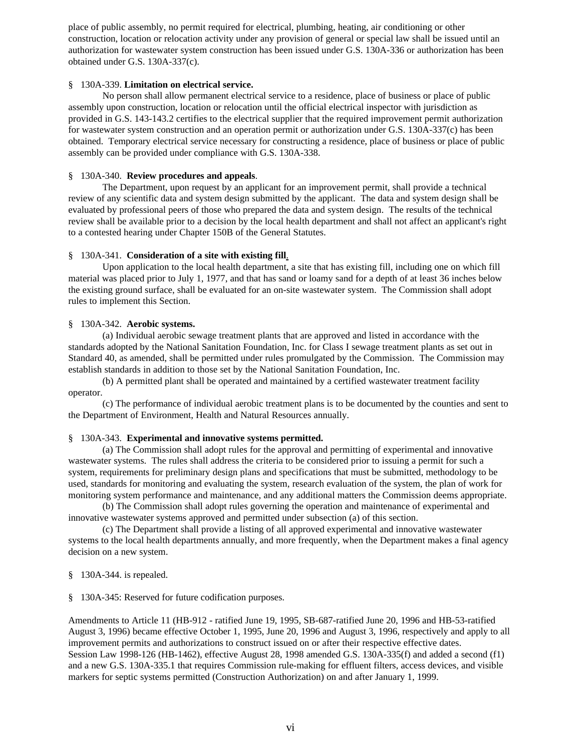place of public assembly, no permit required for electrical, plumbing, heating, air conditioning or other construction, location or relocation activity under any provision of general or special law shall be issued until an authorization for wastewater system construction has been issued under G.S. 130A-336 or authorization has been obtained under G.S. 130A-337(c).

§ 130A-339. **Limitation on electrical service.**

No person shall allow permanent electrical service to a residence, place of business or place of public assembly upon construction, location or relocation until the official electrical inspector with jurisdiction as provided in G.S. 143-143.2 certifies to the electrical supplier that the required improvement permit authorization for wastewater system construction and an operation permit or authorization under G.S. 130A-337(c) has been obtained. Temporary electrical service necessary for constructing a residence, place of business or place of public assembly can be provided under compliance with G.S. 130A-338.

§ 130A-340. **Review procedures and appeals**.

The Department, upon request by an applicant for an improvement permit, shall provide a technical review of any scientific data and system design submitted by the applicant. The data and system design shall be evaluated by professional peers of those who prepared the data and system design. The results of the technical review shall be available prior to a decision by the local health department and shall not affect an applicant's right to a contested hearing under Chapter 150B of the General Statutes.

§ 130A-341. **Consideration of a site with existing fill.**

Upon application to the local health department, a site that has existing fill, including one on which fill material was placed prior to July 1, 1977, and that has sand or loamy sand for a depth of at least 36 inches below the existing ground surface, shall be evaluated for an on-site wastewater system. The Commission shall adopt rules to implement this Section.

§ 130A-342. **Aerobic systems.**

(a) Individual aerobic sewage treatment plants that are approved and listed in accordance with the standards adopted by the National Sanitation Foundation, Inc. for Class I sewage treatment plants as set out in Standard 40, as amended, shall be permitted under rules promulgated by the Commission. The Commission may establish standards in addition to those set by the National Sanitation Foundation, Inc.

(b) A permitted plant shall be operated and maintained by a certified wastewater treatment facility operator.

(c) The performance of individual aerobic treatment plans is to be documented by the counties and sent to the Department of Environment, Health and Natural Resources annually.

§ 130A-343. **Experimental and innovative systems permitted.**

(a) The Commission shall adopt rules for the approval and permitting of experimental and innovative wastewater systems. The rules shall address the criteria to be considered prior to issuing a permit for such a system, requirements for preliminary design plans and specifications that must be submitted, methodology to be used, standards for monitoring and evaluating the system, research evaluation of the system, the plan of work for monitoring system performance and maintenance, and any additional matters the Commission deems appropriate.

(b) The Commission shall adopt rules governing the operation and maintenance of experimental and innovative wastewater systems approved and permitted under subsection (a) of this section.

(c) The Department shall provide a listing of all approved experimental and innovative wastewater systems to the local health departments annually, and more frequently, when the Department makes a final agency decision on a new system.

§ 130A-344. is repealed.

§ 130A-345: Reserved for future codification purposes.

Amendments to Article 11 (HB-912 - ratified June 19, 1995, SB-687-ratified June 20, 1996 and HB-53-ratified August 3, 1996) became effective October 1, 1995, June 20, 1996 and August 3, 1996, respectively and apply to all improvement permits and authorizations to construct issued on or after their respective effective dates.
Session Law 1998-126 (HB-1462), effective August 28, 1998 amended G.S. 130A-335(f) and added a second (f1) and a new G.S. 130A-335.1 that requires Commission rule-making for effluent filters, access devices, and visible markers for septic systems permitted (Construction Authorization) on and after January 1, 1999.